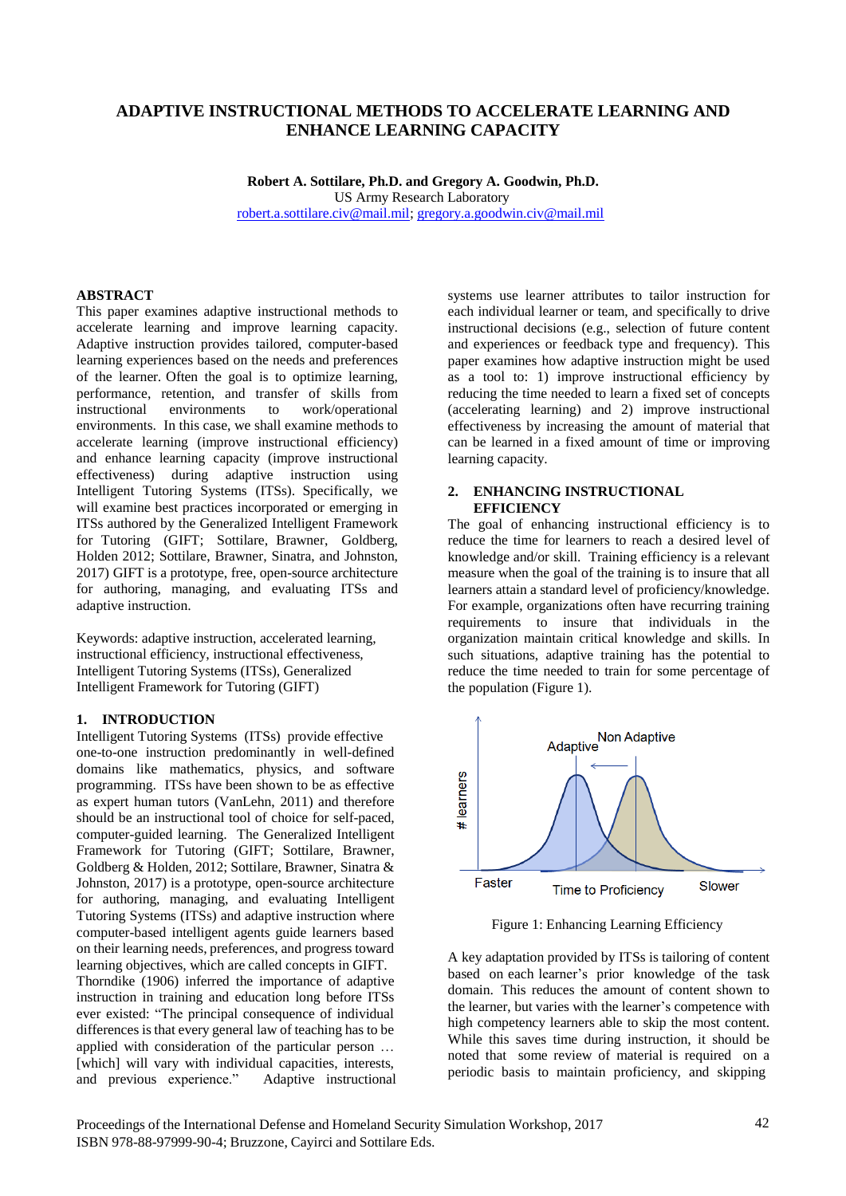# ADAPTIVE INSTRUCTIONAL METHODS TO ACCELERATE LEARNING AND ENHANCE LEARNING CAPACITY

**Robert A. Sottilare, Ph.D. and Gregory A. Goodwin, Ph.D.**
US Army Research Laboratory
robert.a.sottilare.civ@mail.mil; gregory.a.goodwin.civ@mail.mil

## ABSTRACT

This paper examines adaptive instructional methods to accelerate learning and improve learning capacity. Adaptive instruction provides tailored, computer-based learning experiences based on the needs and preferences of the learner. Often the goal is to optimize learning, performance, retention, and transfer of skills from instructional environments to work/operational environments. In this case, we shall examine methods to accelerate learning (improve instructional efficiency) and enhance learning capacity (improve instructional effectiveness) during adaptive instruction using Intelligent Tutoring Systems (ITSs). Specifically, we will examine best practices incorporated or emerging in ITSs authored by the Generalized Intelligent Framework for Tutoring (GIFT; Sottilare, Brawner, Goldberg, Holden 2012; Sottilare, Brawner, Sinatra, and Johnston, 2017) GIFT is a prototype, free, open-source architecture for authoring, managing, and evaluating ITSs and adaptive instruction.

Keywords: adaptive instruction, accelerated learning, instructional efficiency, instructional effectiveness, Intelligent Tutoring Systems (ITSs), Generalized Intelligent Framework for Tutoring (GIFT)

## 1. INTRODUCTION

Intelligent Tutoring Systems (ITSs) provide effective one-to-one instruction predominantly in well-defined domains like mathematics, physics, and software programming. ITSs have been shown to be as effective as expert human tutors (VanLehn, 2011) and therefore should be an instructional tool of choice for self-paced, computer-guided learning. The Generalized Intelligent Framework for Tutoring (GIFT; Sottilare, Brawner, Goldberg & Holden, 2012; Sottilare, Brawner, Sinatra & Johnston, 2017) is a prototype, open-source architecture for authoring, managing, and evaluating Intelligent Tutoring Systems (ITSs) and adaptive instruction where computer-based intelligent agents guide learners based on their learning needs, preferences, and progress toward learning objectives, which are called concepts in GIFT. Thorndike (1906) inferred the importance of adaptive instruction in training and education long before ITSs ever existed: "The principal consequence of individual differences is that every general law of teaching has to be applied with consideration of the particular person … [which] will vary with individual capacities, interests, and previous experience." Adaptive instructional systems use learner attributes to tailor instruction for each individual learner or team, and specifically to drive instructional decisions (e.g., selection of future content and experiences or feedback type and frequency). This paper examines how adaptive instruction might be used as a tool to: 1) improve instructional efficiency by reducing the time needed to learn a fixed set of concepts (accelerating learning) and 2) improve instructional effectiveness by increasing the amount of material that can be learned in a fixed amount of time or improving learning capacity.

## 2. ENHANCING INSTRUCTIONAL EFFICIENCY

The goal of enhancing instructional efficiency is to reduce the time for learners to reach a desired level of knowledge and/or skill. Training efficiency is a relevant measure when the goal of the training is to insure that all learners attain a standard level of proficiency/knowledge. For example, organizations often have recurring training requirements to insure that individuals in the organization maintain critical knowledge and skills. In such situations, adaptive training has the potential to reduce the time needed to train for some percentage of the population (Figure 1).

Figure 1: Enhancing Learning Efficiency

A key adaptation provided by ITSs is tailoring of content based on each learner's prior knowledge of the task domain. This reduces the amount of content shown to the learner, but varies with the learner's competence with high competency learners able to skip the most content. While this saves time during instruction, it should be noted that some review of material is required on a periodic basis to maintain proficiency, and skipping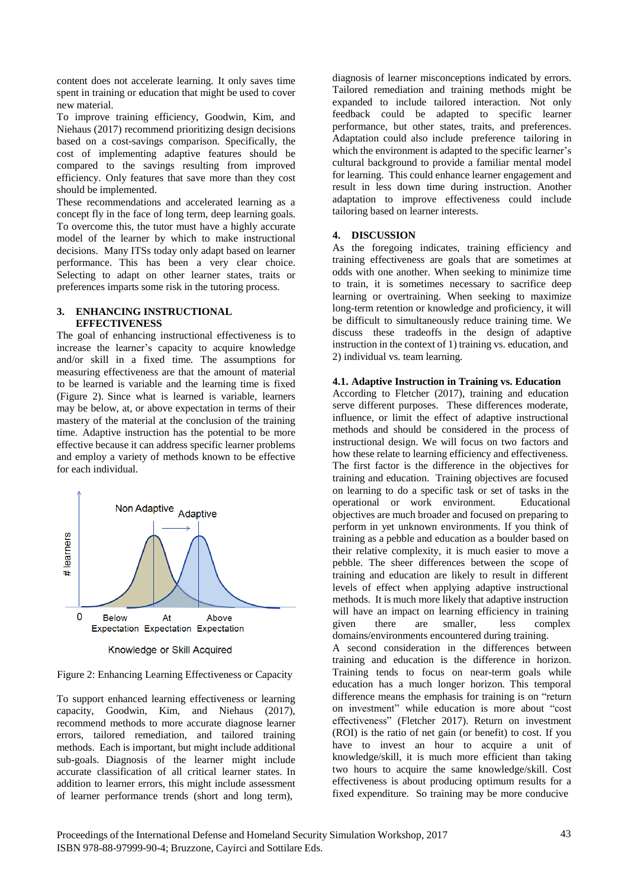content does not accelerate learning. It only saves time spent in training or education that might be used to cover new material.

To improve training efficiency, Goodwin, Kim, and Niehaus (2017) recommend prioritizing design decisions based on a cost-savings comparison. Specifically, the cost of implementing adaptive features should be compared to the savings resulting from improved efficiency. Only features that save more than they cost should be implemented.

These recommendations and accelerated learning as a concept fly in the face of long term, deep learning goals. To overcome this, the tutor must have a highly accurate model of the learner by which to make instructional decisions. Many ITSs today only adapt based on learner performance. This has been a very clear choice. Selecting to adapt on other learner states, traits or preferences imparts some risk in the tutoring process.

## 3. ENHANCING INSTRUCTIONAL EFFECTIVENESS

The goal of enhancing instructional effectiveness is to increase the learner's capacity to acquire knowledge and/or skill in a fixed time. The assumptions for measuring effectiveness are that the amount of material to be learned is variable and the learning time is fixed (Figure 2). Since what is learned is variable, learners may be below, at, or above expectation in terms of their mastery of the material at the conclusion of the training time. Adaptive instruction has the potential to be more effective because it can address specific learner problems and employ a variety of methods known to be effective for each individual.

Figure 2: Enhancing Learning Effectiveness or Capacity

To support enhanced learning effectiveness or learning capacity, Goodwin, Kim, and Niehaus (2017), recommend methods to more accurate diagnose learner errors, tailored remediation, and tailored training methods. Each is important, but might include additional sub-goals. Diagnosis of the learner might include accurate classification of all critical learner states. In addition to learner errors, this might include assessment of learner performance trends (short and long term), diagnosis of learner misconceptions indicated by errors. Tailored remediation and training methods might be expanded to include tailored interaction. Not only feedback could be adapted to specific learner performance, but other states, traits, and preferences. Adaptation could also include preference tailoring in which the environment is adapted to the specific learner's cultural background to provide a familiar mental model for learning. This could enhance learner engagement and result in less down time during instruction. Another adaptation to improve effectiveness could include tailoring based on learner interests.

## 4. DISCUSSION

As the foregoing indicates, training efficiency and training effectiveness are goals that are sometimes at odds with one another. When seeking to minimize time to train, it is sometimes necessary to sacrifice deep learning or overtraining. When seeking to maximize long-term retention or knowledge and proficiency, it will be difficult to simultaneously reduce training time. We discuss these tradeoffs in the design of adaptive instruction in the context of 1) training vs. education, and 2) individual vs. team learning.

### 4.1. Adaptive Instruction in Training vs. Education

According to Fletcher (2017), training and education serve different purposes. These differences moderate, influence, or limit the effect of adaptive instructional methods and should be considered in the process of instructional design. We will focus on two factors and how these relate to learning efficiency and effectiveness.

The first factor is the difference in the objectives for training and education. Training objectives are focused on learning to do a specific task or set of tasks in the operational or work environment. Educational objectives are much broader and focused on preparing to perform in yet unknown environments. If you think of training as a pebble and education as a boulder based on their relative complexity, it is much easier to move a pebble. The sheer differences between the scope of training and education are likely to result in different levels of effect when applying adaptive instructional methods. It is much more likely that adaptive instruction will have an impact on learning efficiency in training given there are smaller, less complex domains/environments encountered during training.

A second consideration in the differences between training and education is the difference in horizon. Training tends to focus on near-term goals while education has a much longer horizon. This temporal difference means the emphasis for training is on "return on investment" while education is more about "cost effectiveness" (Fletcher 2017). Return on investment (ROI) is the ratio of net gain (or benefit) to cost. If you have to invest an hour to acquire a unit of knowledge/skill, it is much more efficient than taking two hours to acquire the same knowledge/skill. Cost effectiveness is about producing optimum results for a fixed expenditure. So training may be more conducive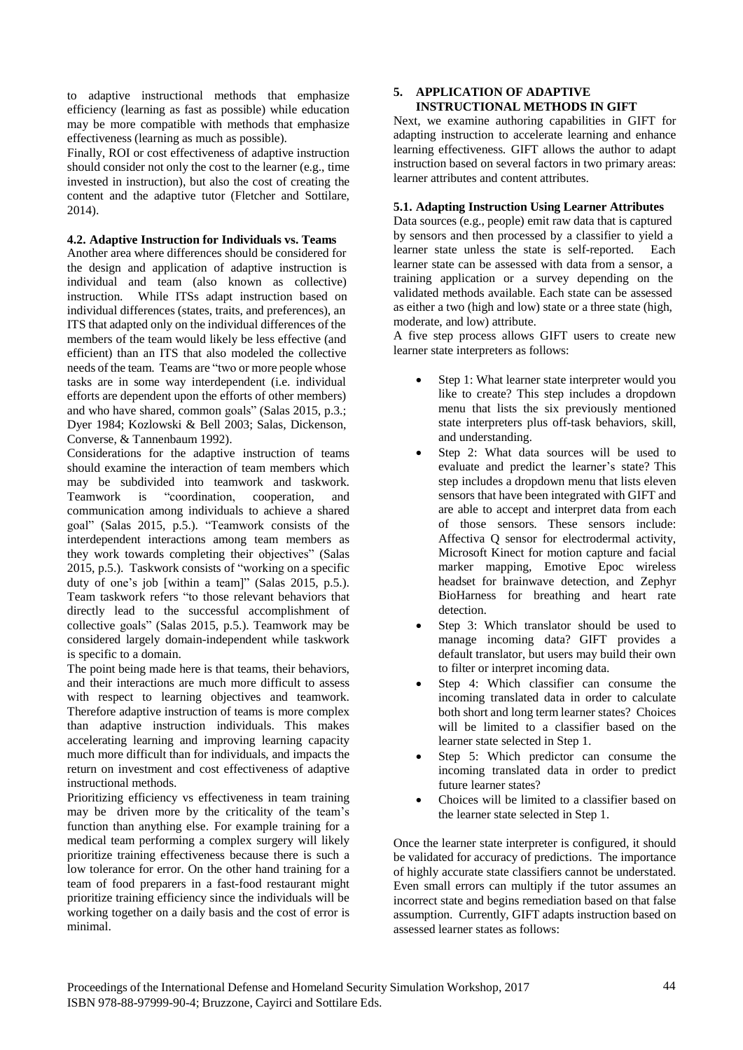to adaptive instructional methods that emphasize efficiency (learning as fast as possible) while education may be more compatible with methods that emphasize effectiveness (learning as much as possible).

Finally, ROI or cost effectiveness of adaptive instruction should consider not only the cost to the learner (e.g., time invested in instruction), but also the cost of creating the content and the adaptive tutor (Fletcher and Sottilare, 2014).

### 4.2. Adaptive Instruction for Individuals vs. Teams

Another area where differences should be considered for the design and application of adaptive instruction is individual and team (also known as collective) instruction. While ITSs adapt instruction based on individual differences (states, traits, and preferences), an ITS that adapted only on the individual differences of the members of the team would likely be less effective (and efficient) than an ITS that also modeled the collective needs of the team. Teams are "two or more people whose tasks are in some way interdependent (i.e. individual efforts are dependent upon the efforts of other members) and who have shared, common goals" (Salas 2015, p.3.; Dyer 1984; Kozlowski & Bell 2003; Salas, Dickenson, Converse, & Tannenbaum 1992).

Considerations for the adaptive instruction of teams should examine the interaction of team members which may be subdivided into teamwork and taskwork. Teamwork is "coordination, cooperation, and communication among individuals to achieve a shared goal" (Salas 2015, p.5.). "Teamwork consists of the interdependent interactions among team members as they work towards completing their objectives" (Salas 2015, p.5.). Taskwork consists of "working on a specific duty of one's job [within a team]" (Salas 2015, p.5.). Team taskwork refers "to those relevant behaviors that directly lead to the successful accomplishment of collective goals" (Salas 2015, p.5.). Teamwork may be considered largely domain-independent while taskwork is specific to a domain.

The point being made here is that teams, their behaviors, and their interactions are much more difficult to assess with respect to learning objectives and teamwork. Therefore adaptive instruction of teams is more complex than adaptive instruction individuals. This makes accelerating learning and improving learning capacity much more difficult than for individuals, and impacts the return on investment and cost effectiveness of adaptive instructional methods.

Prioritizing efficiency vs effectiveness in team training may be driven more by the criticality of the team's function than anything else. For example training for a medical team performing a complex surgery will likely prioritize training effectiveness because there is such a low tolerance for error. On the other hand training for a team of food preparers in a fast-food restaurant might prioritize training efficiency since the individuals will be working together on a daily basis and the cost of error is minimal.

## 5. APPLICATION OF ADAPTIVE INSTRUCTIONAL METHODS IN GIFT

Next, we examine authoring capabilities in GIFT for adapting instruction to accelerate learning and enhance learning effectiveness. GIFT allows the author to adapt instruction based on several factors in two primary areas: learner attributes and content attributes.

### 5.1. Adapting Instruction Using Learner Attributes

Data sources (e.g., people) emit raw data that is captured by sensors and then processed by a classifier to yield a learner state unless the state is self-reported. Each learner state can be assessed with data from a sensor, a training application or a survey depending on the validated methods available. Each state can be assessed as either a two (high and low) state or a three state (high, moderate, and low) attribute.

A five step process allows GIFT users to create new learner state interpreters as follows:

- Step 1: What learner state interpreter would you like to create? This step includes a dropdown menu that lists the six previously mentioned state interpreters plus off-task behaviors, skill, and understanding.
- Step 2: What data sources will be used to evaluate and predict the learner's state? This step includes a dropdown menu that lists eleven sensors that have been integrated with GIFT and are able to accept and interpret data from each of those sensors. These sensors include: Affectiva Q sensor for electrodermal activity, Microsoft Kinect for motion capture and facial marker mapping, Emotive Epoc wireless headset for brainwave detection, and Zephyr BioHarness for breathing and heart rate detection.
- Step 3: Which translator should be used to manage incoming data? GIFT provides a default translator, but users may build their own to filter or interpret incoming data.
- Step 4: Which classifier can consume the incoming translated data in order to calculate both short and long term learner states? Choices will be limited to a classifier based on the learner state selected in Step 1.
- Step 5: Which predictor can consume the incoming translated data in order to predict future learner states?
- Choices will be limited to a classifier based on the learner state selected in Step 1.

Once the learner state interpreter is configured, it should be validated for accuracy of predictions. The importance of highly accurate state classifiers cannot be understated. Even small errors can multiply if the tutor assumes an incorrect state and begins remediation based on that false assumption. Currently, GIFT adapts instruction based on assessed learner states as follows: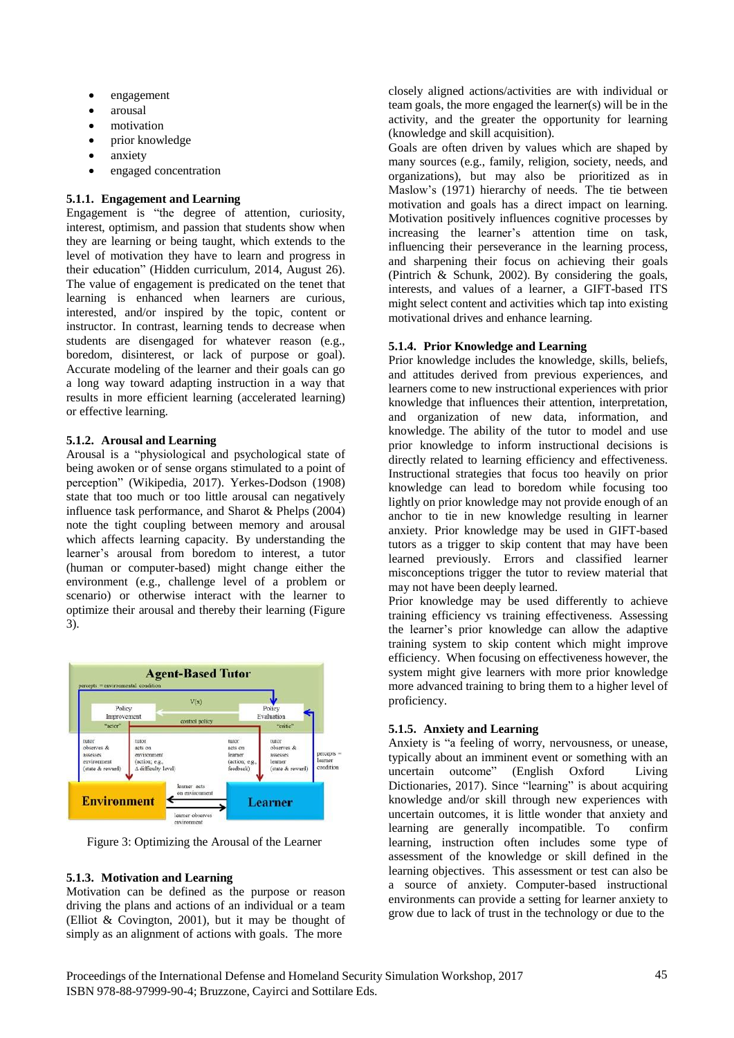- engagement
- arousal
- motivation
- prior knowledge
- anxiety
- engaged concentration

### 5.1.1. Engagement and Learning

Engagement is "the degree of attention, curiosity, interest, optimism, and passion that students show when they are learning or being taught, which extends to the level of motivation they have to learn and progress in their education" (Hidden curriculum, 2014, August 26). The value of engagement is predicated on the tenet that learning is enhanced when learners are curious, interested, and/or inspired by the topic, content or instructor. In contrast, learning tends to decrease when students are disengaged for whatever reason (e.g., boredom, disinterest, or lack of purpose or goal). Accurate modeling of the learner and their goals can go a long way toward adapting instruction in a way that results in more efficient learning (accelerated learning) or effective learning.

### 5.1.2. Arousal and Learning

Arousal is a "physiological and psychological state of being awoken or of sense organs stimulated to a point of perception" (Wikipedia, 2017). Yerkes-Dodson (1908) state that too much or too little arousal can negatively influence task performance, and Sharot & Phelps (2004) note the tight coupling between memory and arousal which affects learning capacity. By understanding the learner's arousal from boredom to interest, a tutor (human or computer-based) might change either the environment (e.g., challenge level of a problem or scenario) or otherwise interact with the learner to optimize their arousal and thereby their learning (Figure 3).

Figure 3: Optimizing the Arousal of the Learner

### 5.1.3. Motivation and Learning

Motivation can be defined as the purpose or reason driving the plans and actions of an individual or a team (Elliot & Covington, 2001), but it may be thought of simply as an alignment of actions with goals. The more closely aligned actions/activities are with individual or team goals, the more engaged the learner(s) will be in the activity, and the greater the opportunity for learning (knowledge and skill acquisition).

Goals are often driven by values which are shaped by many sources (e.g., family, religion, society, needs, and organizations), but may also be prioritized as in Maslow's (1971) hierarchy of needs. The tie between motivation and goals has a direct impact on learning. Motivation positively influences cognitive processes by increasing the learner's attention time on task, influencing their perseverance in the learning process, and sharpening their focus on achieving their goals (Pintrich & Schunk, 2002). By considering the goals, interests, and values of a learner, a GIFT-based ITS might select content and activities which tap into existing motivational drives and enhance learning.

### 5.1.4. Prior Knowledge and Learning

Prior knowledge includes the knowledge, skills, beliefs, and attitudes derived from previous experiences, and learners come to new instructional experiences with prior knowledge that influences their attention, interpretation, and organization of new data, information, and knowledge. The ability of the tutor to model and use prior knowledge to inform instructional decisions is directly related to learning efficiency and effectiveness. Instructional strategies that focus too heavily on prior knowledge can lead to boredom while focusing too lightly on prior knowledge may not provide enough of an anchor to tie in new knowledge resulting in learner anxiety. Prior knowledge may be used in GIFT-based tutors as a trigger to skip content that may have been learned previously. Errors and classified learner misconceptions trigger the tutor to review material that may not have been deeply learned.

Prior knowledge may be used differently to achieve training efficiency vs training effectiveness. Assessing the learner's prior knowledge can allow the adaptive training system to skip content which might improve efficiency. When focusing on effectiveness however, the system might give learners with more prior knowledge more advanced training to bring them to a higher level of proficiency.

### 5.1.5. Anxiety and Learning

Anxiety is "a feeling of worry, nervousness, or unease, typically about an imminent event or something with an uncertain outcome" (English Oxford Living Dictionaries, 2017). Since "learning" is about acquiring knowledge and/or skill through new experiences with uncertain outcomes, it is little wonder that anxiety and learning are generally incompatible. To confirm learning, instruction often includes some type of assessment of the knowledge or skill defined in the learning objectives. This assessment or test can also be a source of anxiety. Computer-based instructional environments can provide a setting for learner anxiety to grow due to lack of trust in the technology or due to the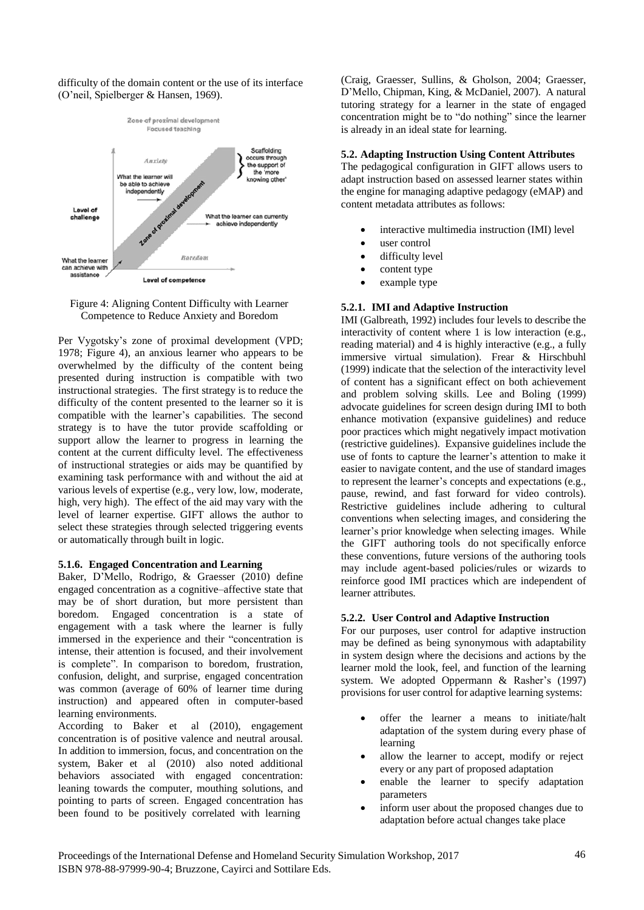difficulty of the domain content or the use of its interface (O'neil, Spielberger & Hansen, 1969).

Figure 4: Aligning Content Difficulty with Learner Competence to Reduce Anxiety and Boredom

Per Vygotsky's zone of proximal development (VPD; 1978; Figure 4), an anxious learner who appears to be overwhelmed by the difficulty of the content being presented during instruction is compatible with two instructional strategies. The first strategy is to reduce the difficulty of the content presented to the learner so it is compatible with the learner's capabilities. The second strategy is to have the tutor provide scaffolding or support allow the learner to progress in learning the content at the current difficulty level. The effectiveness of instructional strategies or aids may be quantified by examining task performance with and without the aid at various levels of expertise (e.g., very low, low, moderate, high, very high). The effect of the aid may vary with the level of learner expertise. GIFT allows the author to select these strategies through selected triggering events or automatically through built in logic.

#### 5.1.6. Engaged Concentration and Learning

Baker, D'Mello, Rodrigo, & Graesser (2010) define engaged concentration as a cognitive–affective state that may be of short duration, but more persistent than boredom. Engaged concentration is a state of engagement with a task where the learner is fully immersed in the experience and their "concentration is intense, their attention is focused, and their involvement is complete". In comparison to boredom, frustration, confusion, delight, and surprise, engaged concentration was common (average of 60% of learner time during instruction) and appeared often in computer-based learning environments.

According to Baker et al (2010), engagement concentration is of positive valence and neutral arousal. In addition to immersion, focus, and concentration on the system, Baker et al (2010) also noted additional behaviors associated with engaged concentration: leaning towards the computer, mouthing solutions, and pointing to parts of screen. Engaged concentration has been found to be positively correlated with learning (Craig, Graesser, Sullins, & Gholson, 2004; Graesser, D'Mello, Chipman, King, & McDaniel, 2007). A natural tutoring strategy for a learner in the state of engaged concentration might be to "do nothing" since the learner is already in an ideal state for learning.

### 5.2. Adapting Instruction Using Content Attributes

The pedagogical configuration in GIFT allows users to adapt instruction based on assessed learner states within the engine for managing adaptive pedagogy (eMAP) and content metadata attributes as follows:

- interactive multimedia instruction (IMI) level
- user control
- difficulty level
- content type
- example type

#### 5.2.1. IMI and Adaptive Instruction

IMI (Galbreath, 1992) includes four levels to describe the interactivity of content where 1 is low interaction (e.g., reading material) and 4 is highly interactive (e.g., a fully immersive virtual simulation). Frear & Hirschbuhl (1999) indicate that the selection of the interactivity level of content has a significant effect on both achievement and problem solving skills. Lee and Boling (1999) advocate guidelines for screen design during IMI to both enhance motivation (expansive guidelines) and reduce poor practices which might negatively impact motivation (restrictive guidelines). Expansive guidelines include the use of fonts to capture the learner's attention to make it easier to navigate content, and the use of standard images to represent the learner's concepts and expectations (e.g., pause, rewind, and fast forward for video controls). Restrictive guidelines include adhering to cultural conventions when selecting images, and considering the learner's prior knowledge when selecting images. While the GIFT authoring tools do not specifically enforce these conventions, future versions of the authoring tools may include agent-based policies/rules or wizards to reinforce good IMI practices which are independent of learner attributes.

#### 5.2.2. User Control and Adaptive Instruction

For our purposes, user control for adaptive instruction may be defined as being synonymous with adaptability in system design where the decisions and actions by the learner mold the look, feel, and function of the learning system. We adopted Oppermann & Rasher's (1997) provisions for user control for adaptive learning systems:

- offer the learner a means to initiate/halt adaptation of the system during every phase of learning
- allow the learner to accept, modify or reject every or any part of proposed adaptation
- enable the learner to specify adaptation parameters
- inform user about the proposed changes due to adaptation before actual changes take place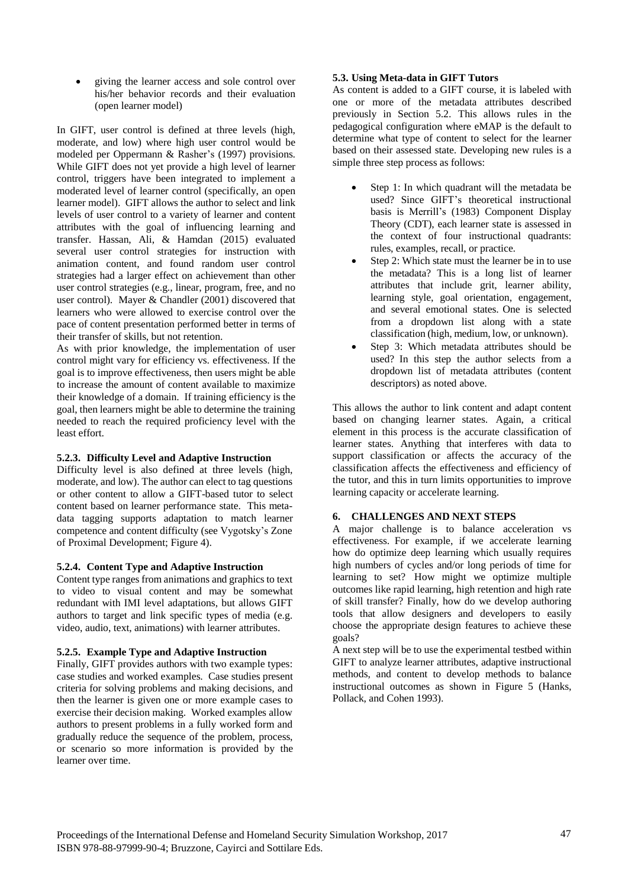- giving the learner access and sole control over his/her behavior records and their evaluation (open learner model)

In GIFT, user control is defined at three levels (high, moderate, and low) where high user control would be modeled per Oppermann & Rasher's (1997) provisions. While GIFT does not yet provide a high level of learner control, triggers have been integrated to implement a moderated level of learner control (specifically, an open learner model). GIFT allows the author to select and link levels of user control to a variety of learner and content attributes with the goal of influencing learning and transfer. Hassan, Ali, & Hamdan (2015) evaluated several user control strategies for instruction with animation content, and found random user control strategies had a larger effect on achievement than other user control strategies (e.g., linear, program, free, and no user control). Mayer & Chandler (2001) discovered that learners who were allowed to exercise control over the pace of content presentation performed better in terms of their transfer of skills, but not retention.

As with prior knowledge, the implementation of user control might vary for efficiency vs. effectiveness. If the goal is to improve effectiveness, then users might be able to increase the amount of content available to maximize their knowledge of a domain. If training efficiency is the goal, then learners might be able to determine the training needed to reach the required proficiency level with the least effort.

#### 5.2.3. Difficulty Level and Adaptive Instruction

Difficulty level is also defined at three levels (high, moderate, and low). The author can elect to tag questions or other content to allow a GIFT-based tutor to select content based on learner performance state. This meta-data tagging supports adaptation to match learner competence and content difficulty (see Vygotsky's Zone of Proximal Development; Figure 4).

#### 5.2.4. Content Type and Adaptive Instruction

Content type ranges from animations and graphics to text to video to visual content and may be somewhat redundant with IMI level adaptations, but allows GIFT authors to target and link specific types of media (e.g. video, audio, text, animations) with learner attributes.

#### 5.2.5. Example Type and Adaptive Instruction

Finally, GIFT provides authors with two example types: case studies and worked examples. Case studies present criteria for solving problems and making decisions, and then the learner is given one or more example cases to exercise their decision making. Worked examples allow authors to present problems in a fully worked form and gradually reduce the sequence of the problem, process, or scenario so more information is provided by the learner over time.

### 5.3. Using Meta-data in GIFT Tutors

As content is added to a GIFT course, it is labeled with one or more of the metadata attributes described previously in Section 5.2. This allows rules in the pedagogical configuration where eMAP is the default to determine what type of content to select for the learner based on their assessed state. Developing new rules is a simple three step process as follows:

- Step 1: In which quadrant will the metadata be used? Since GIFT's theoretical instructional basis is Merrill's (1983) Component Display Theory (CDT), each learner state is assessed in the context of four instructional quadrants: rules, examples, recall, or practice.
- Step 2: Which state must the learner be in to use the metadata? This is a long list of learner attributes that include grit, learner ability, learning style, goal orientation, engagement, and several emotional states. One is selected from a dropdown list along with a state classification (high, medium, low, or unknown).
- Step 3: Which metadata attributes should be used? In this step the author selects from a dropdown list of metadata attributes (content descriptors) as noted above.

This allows the author to link content and adapt content based on changing learner states. Again, a critical element in this process is the accurate classification of learner states. Anything that interferes with data to support classification or affects the accuracy of the classification affects the effectiveness and efficiency of the tutor, and this in turn limits opportunities to improve learning capacity or accelerate learning.

## 6. CHALLENGES AND NEXT STEPS

A major challenge is to balance acceleration vs effectiveness. For example, if we accelerate learning how do optimize deep learning which usually requires high numbers of cycles and/or long periods of time for learning to set? How might we optimize multiple outcomes like rapid learning, high retention and high rate of skill transfer? Finally, how do we develop authoring tools that allow designers and developers to easily choose the appropriate design features to achieve these goals?

A next step will be to use the experimental testbed within GIFT to analyze learner attributes, adaptive instructional methods, and content to develop methods to balance instructional outcomes as shown in Figure 5 (Hanks, Pollack, and Cohen 1993).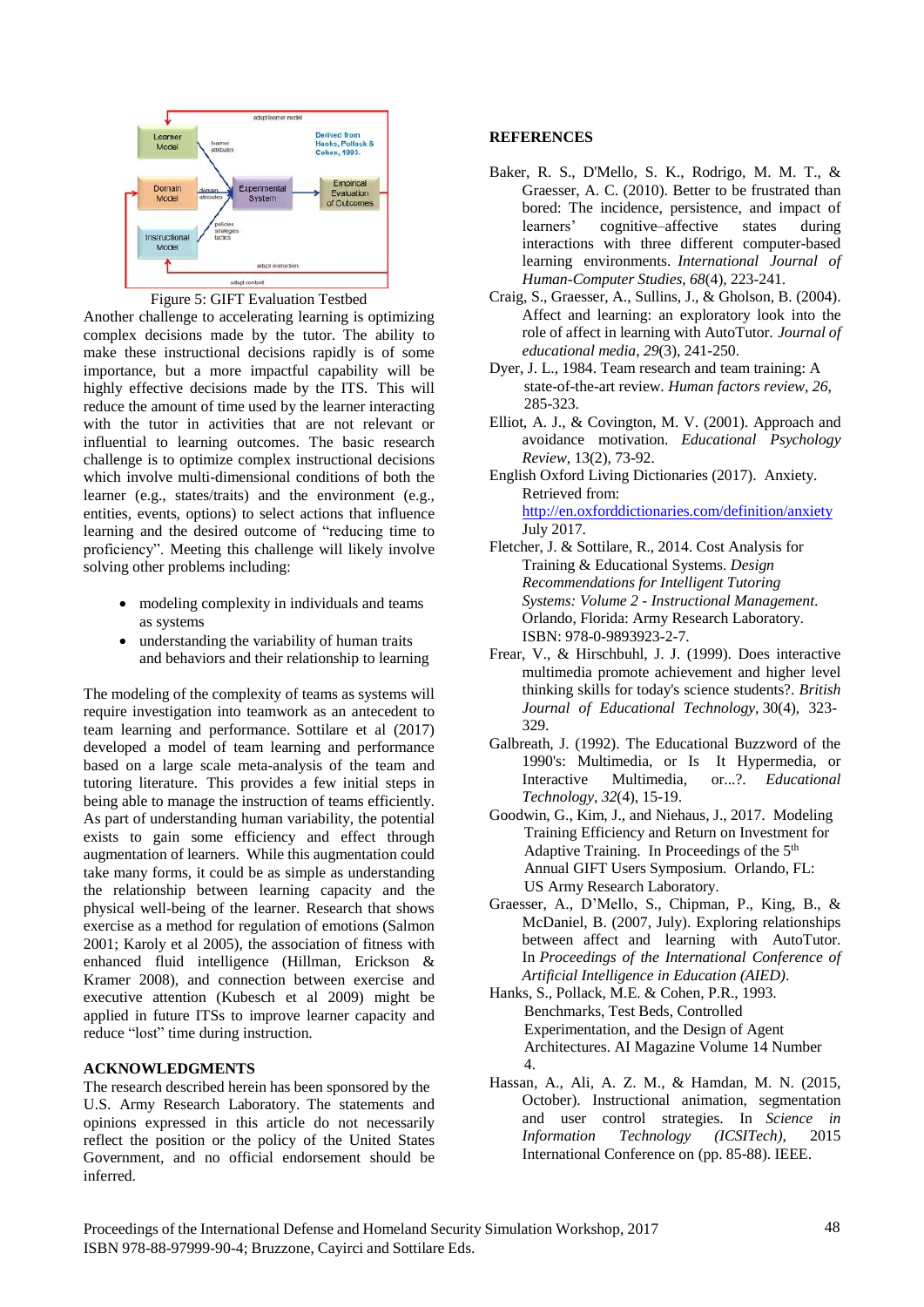Figure 5: GIFT Evaluation Testbed

Another challenge to accelerating learning is optimizing complex decisions made by the tutor. The ability to make these instructional decisions rapidly is of some importance, but a more impactful capability will be highly effective decisions made by the ITS. This will reduce the amount of time used by the learner interacting with the tutor in activities that are not relevant or influential to learning outcomes. The basic research challenge is to optimize complex instructional decisions which involve multi-dimensional conditions of both the learner (e.g., states/traits) and the environment (e.g., entities, events, options) to select actions that influence learning and the desired outcome of "reducing time to proficiency". Meeting this challenge will likely involve solving other problems including:

- modeling complexity in individuals and teams as systems
- understanding the variability of human traits and behaviors and their relationship to learning

The modeling of the complexity of teams as systems will require investigation into teamwork as an antecedent to team learning and performance. Sottilare et al (2017) developed a model of team learning and performance based on a large scale meta-analysis of the team and tutoring literature. This provides a few initial steps in being able to manage the instruction of teams efficiently. As part of understanding human variability, the potential exists to gain some efficiency and effect through augmentation of learners. While this augmentation could take many forms, it could be as simple as understanding the relationship between learning capacity and the physical well-being of the learner. Research that shows exercise as a method for regulation of emotions (Salmon 2001; Karoly et al 2005), the association of fitness with enhanced fluid intelligence (Hillman, Erickson & Kramer 2008), and connection between exercise and executive attention (Kubesch et al 2009) might be applied in future ITSs to improve learner capacity and reduce "lost" time during instruction.

## ACKNOWLEDGMENTS

The research described herein has been sponsored by the U.S. Army Research Laboratory. The statements and opinions expressed in this article do not necessarily reflect the position or the policy of the United States Government, and no official endorsement should be inferred.

## REFERENCES

Baker, R. S., D'Mello, S. K., Rodrigo, M. M. T., & Graesser, A. C. (2010). Better to be frustrated than bored: The incidence, persistence, and impact of learners' cognitive–affective states during interactions with three different computer-based learning environments. *International Journal of Human-Computer Studies*, *68*(4), 223-241.

Craig, S., Graesser, A., Sullins, J., & Gholson, B. (2004). Affect and learning: an exploratory look into the role of affect in learning with AutoTutor. *Journal of educational media*, *29*(3), 241-250.

Dyer, J. L., 1984. Team research and team training: A state-of-the-art review. *Human factors review*, *26*, 285-323.

Elliot, A. J., & Covington, M. V. (2001). Approach and avoidance motivation. *Educational Psychology Review*, 13(2), 73-92.

English Oxford Living Dictionaries (2017). Anxiety. Retrieved from: http://en.oxforddictionaries.com/definition/anxiety July 2017.

Fletcher, J. & Sottilare, R., 2014. Cost Analysis for Training & Educational Systems. *Design Recommendations for Intelligent Tutoring Systems: Volume 2 - Instructional Management*. Orlando, Florida: Army Research Laboratory. ISBN: 978-0-9893923-2-7.

Frear, V., & Hirschbuhl, J. J. (1999). Does interactive multimedia promote achievement and higher level thinking skills for today's science students?. *British Journal of Educational Technology*, 30(4), 323-329.

Galbreath, J. (1992). The Educational Buzzword of the 1990's: Multimedia, or Is It Hypermedia, or Interactive Multimedia, or...?. *Educational Technology*, *32*(4), 15-19.

Goodwin, G., Kim, J., and Niehaus, J., 2017. Modeling Training Efficiency and Return on Investment for Adaptive Training. In Proceedings of the 5th Annual GIFT Users Symposium. Orlando, FL: US Army Research Laboratory.

Graesser, A., D'Mello, S., Chipman, P., King, B., & McDaniel, B. (2007, July). Exploring relationships between affect and learning with AutoTutor. In *Proceedings of the International Conference of Artificial Intelligence in Education (AIED)*.

Hanks, S., Pollack, M.E. & Cohen, P.R., 1993. Benchmarks, Test Beds, Controlled Experimentation, and the Design of Agent Architectures. AI Magazine Volume 14 Number 4.

Hassan, A., Ali, A. Z. M., & Hamdan, M. N. (2015, October). Instructional animation, segmentation and user control strategies. In *Science in Information Technology (ICSITech)*, 2015 International Conference on (pp. 85-88). IEEE.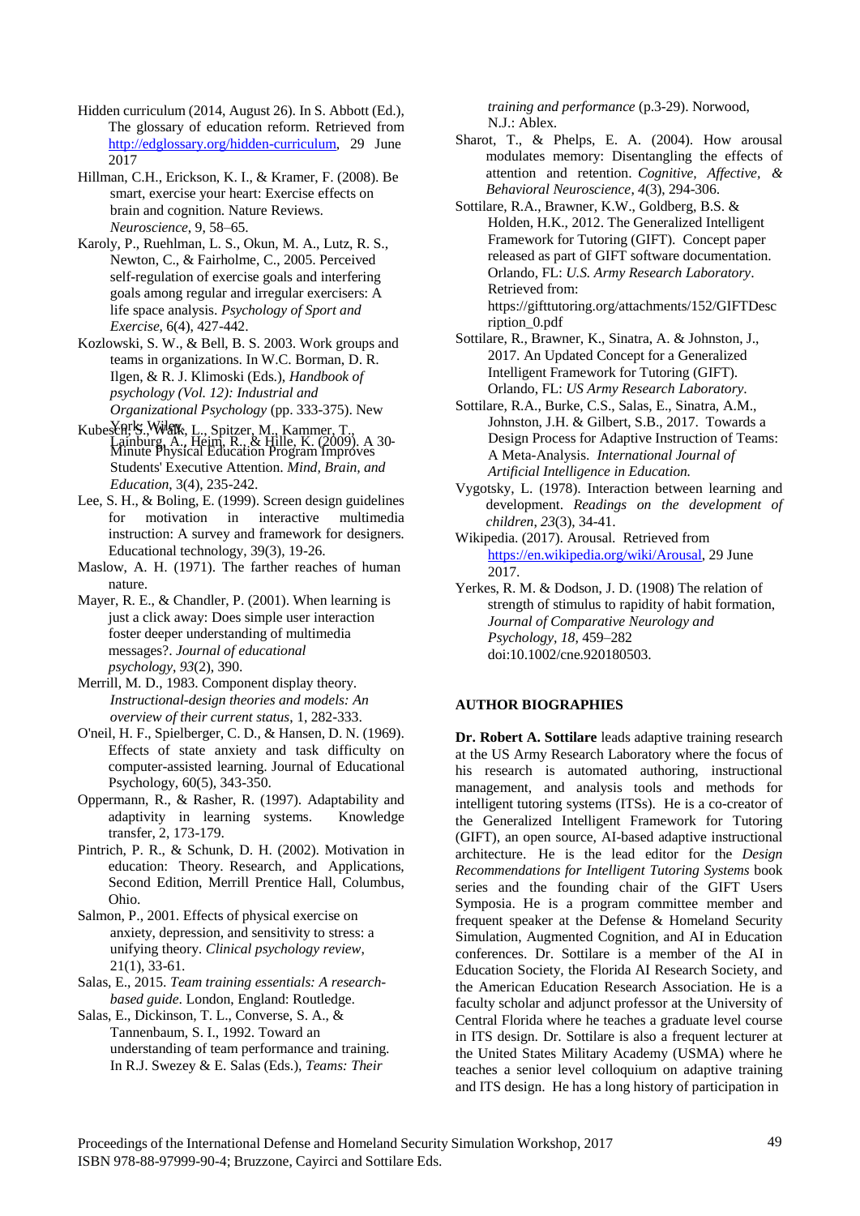Hidden curriculum (2014, August 26). In S. Abbott (Ed.), The glossary of education reform. Retrieved from http://edglossary.org/hidden-curriculum, 29 June 2017

Hillman, C.H., Erickson, K. I., & Kramer, F. (2008). Be smart, exercise your heart: Exercise effects on brain and cognition. Nature Reviews. *Neuroscience*, 9, 58–65.

Karoly, P., Ruehlman, L. S., Okun, M. A., Lutz, R. S., Newton, C., & Fairholme, C., 2005. Perceived self-regulation of exercise goals and interfering goals among regular and irregular exercisers: A life space analysis. *Psychology of Sport and Exercise*, 6(4), 427-442.

Kozlowski, S. W., & Bell, B. S. 2003. Work groups and teams in organizations. In W.C. Borman, D. R. Ilgen, & R. J. Klimoski (Eds.), *Handbook of psychology (Vol. 12): Industrial and Organizational Psychology* (pp. 333-375). New York: Wiley.

Kubesch, S., Walk, L., Spitzer, M., Kammer, T., Lainburg, A., Heim, R., & Hille, K. (2009). A 30-Minute Physical Education Program Improves Students' Executive Attention. *Mind, Brain, and Education*, 3(4), 235-242.

Lee, S. H., & Boling, E. (1999). Screen design guidelines for motivation in interactive multimedia instruction: A survey and framework for designers. Educational technology, 39(3), 19-26.

Maslow, A. H. (1971). The farther reaches of human nature.

Mayer, R. E., & Chandler, P. (2001). When learning is just a click away: Does simple user interaction foster deeper understanding of multimedia messages?. *Journal of educational psychology*, *93*(2), 390.

Merrill, M. D., 1983. Component display theory. *Instructional-design theories and models: An overview of their current status*, 1, 282-333.

O'neil, H. F., Spielberger, C. D., & Hansen, D. N. (1969). Effects of state anxiety and task difficulty on computer-assisted learning. Journal of Educational Psychology, 60(5), 343-350.

Oppermann, R., & Rasher, R. (1997). Adaptability and adaptivity in learning systems. Knowledge transfer, 2, 173-179.

Pintrich, P. R., & Schunk, D. H. (2002). Motivation in education: Theory. Research, and Applications, Second Edition, Merrill Prentice Hall, Columbus, Ohio.

Salmon, P., 2001. Effects of physical exercise on anxiety, depression, and sensitivity to stress: a unifying theory. *Clinical psychology review*, 21(1), 33-61.

Salas, E., 2015. *Team training essentials: A research-based guide*. London, England: Routledge.

Salas, E., Dickinson, T. L., Converse, S. A., & Tannenbaum, S. I., 1992. Toward an understanding of team performance and training. In R.J. Swezey & E. Salas (Eds.), *Teams: Their training and performance* (p.3-29). Norwood, N.J.: Ablex.

Sharot, T., & Phelps, E. A. (2004). How arousal modulates memory: Disentangling the effects of attention and retention. *Cognitive, Affective, & Behavioral Neuroscience*, *4*(3), 294-306.

Sottilare, R.A., Brawner, K.W., Goldberg, B.S. & Holden, H.K., 2012. The Generalized Intelligent Framework for Tutoring (GIFT). Concept paper released as part of GIFT software documentation. Orlando, FL: *U.S. Army Research Laboratory*. Retrieved from: https://gifttutoring.org/attachments/152/GIFTDescription_0.pdf

Sottilare, R., Brawner, K., Sinatra, A. & Johnston, J., 2017. An Updated Concept for a Generalized Intelligent Framework for Tutoring (GIFT). Orlando, FL: *US Army Research Laboratory*.

Sottilare, R.A., Burke, C.S., Salas, E., Sinatra, A.M., Johnston, J.H. & Gilbert, S.B., 2017. Towards a Design Process for Adaptive Instruction of Teams: A Meta-Analysis. *International Journal of Artificial Intelligence in Education.*

Vygotsky, L. (1978). Interaction between learning and development. *Readings on the development of children*, *23*(3), 34-41.

Wikipedia. (2017). Arousal. Retrieved from https://en.wikipedia.org/wiki/Arousal, 29 June 2017.

Yerkes, R. M. & Dodson, J. D. (1908) The relation of strength of stimulus to rapidity of habit formation, *Journal of Comparative Neurology and Psychology*, *18*, 459–282 doi:10.1002/cne.920180503.

## AUTHOR BIOGRAPHIES

**Dr. Robert A. Sottilare** leads adaptive training research at the US Army Research Laboratory where the focus of his research is automated authoring, instructional management, and analysis tools and methods for intelligent tutoring systems (ITSs). He is a co-creator of the Generalized Intelligent Framework for Tutoring (GIFT), an open source, AI-based adaptive instructional architecture. He is the lead editor for the *Design Recommendations for Intelligent Tutoring Systems* book series and the founding chair of the GIFT Users Symposia. He is a program committee member and frequent speaker at the Defense & Homeland Security Simulation, Augmented Cognition, and AI in Education conferences. Dr. Sottilare is a member of the AI in Education Society, the Florida AI Research Society, and the American Education Research Association. He is a faculty scholar and adjunct professor at the University of Central Florida where he teaches a graduate level course in ITS design. Dr. Sottilare is also a frequent lecturer at the United States Military Academy (USMA) where he teaches a senior level colloquium on adaptive training and ITS design. He has a long history of participation in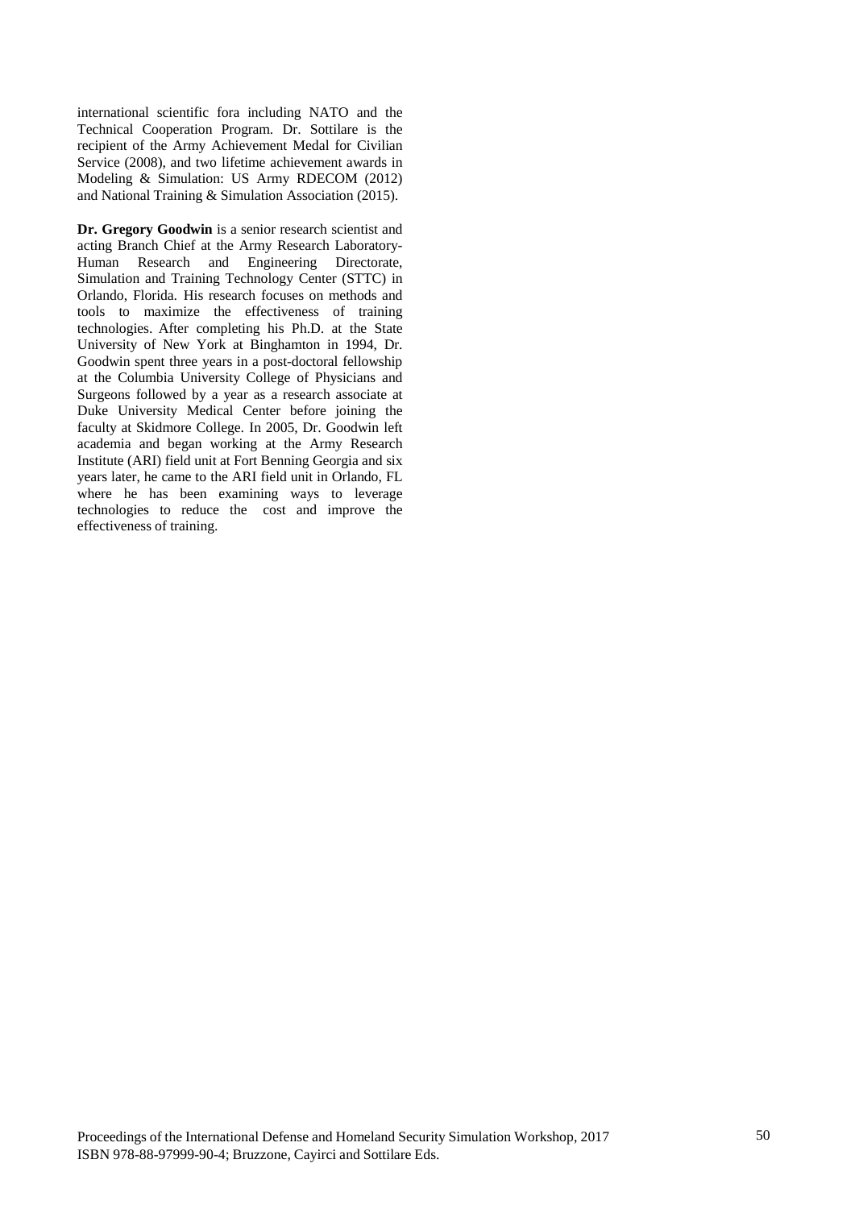international scientific fora including NATO and the Technical Cooperation Program. Dr. Sottilare is the recipient of the Army Achievement Medal for Civilian Service (2008), and two lifetime achievement awards in Modeling & Simulation: US Army RDECOM (2012) and National Training & Simulation Association (2015).

**Dr. Gregory Goodwin** is a senior research scientist and acting Branch Chief at the Army Research Laboratory-Human Research and Engineering Directorate, Simulation and Training Technology Center (STTC) in Orlando, Florida. His research focuses on methods and tools to maximize the effectiveness of training technologies. After completing his Ph.D. at the State University of New York at Binghamton in 1994, Dr. Goodwin spent three years in a post-doctoral fellowship at the Columbia University College of Physicians and Surgeons followed by a year as a research associate at Duke University Medical Center before joining the faculty at Skidmore College. In 2005, Dr. Goodwin left academia and began working at the Army Research Institute (ARI) field unit at Fort Benning Georgia and six years later, he came to the ARI field unit in Orlando, FL where he has been examining ways to leverage technologies to reduce the cost and improve the effectiveness of training.